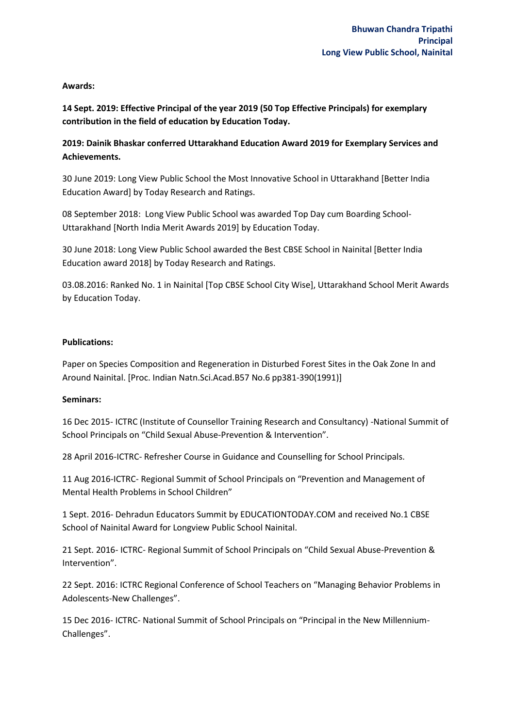**Bhuwan Chandra Tripathi**
**Principal**
**Long View Public School, Nainital**

**Awards:**

**14 Sept. 2019: Effective Principal of the year 2019 (50 Top Effective Principals) for exemplary contribution in the field of education by Education Today.**

**2019: Dainik Bhaskar conferred Uttarakhand Education Award 2019 for Exemplary Services and Achievements.**

30 June 2019: Long View Public School the Most Innovative School in Uttarakhand [Better India Education Award] by Today Research and Ratings.

08 September 2018: Long View Public School was awarded Top Day cum Boarding School-Uttarakhand [North India Merit Awards 2019] by Education Today.

30 June 2018: Long View Public School awarded the Best CBSE School in Nainital [Better India Education award 2018] by Today Research and Ratings.

03.08.2016: Ranked No. 1 in Nainital [Top CBSE School City Wise], Uttarakhand School Merit Awards by Education Today.

**Publications:**

Paper on Species Composition and Regeneration in Disturbed Forest Sites in the Oak Zone In and Around Nainital. [Proc. Indian Natn.Sci.Acad.B57 No.6 pp381-390(1991)]

**Seminars:**

16 Dec 2015- ICTRC (Institute of Counsellor Training Research and Consultancy) -National Summit of School Principals on "Child Sexual Abuse-Prevention & Intervention".

28 April 2016-ICTRC- Refresher Course in Guidance and Counselling for School Principals.

11 Aug 2016-ICTRC- Regional Summit of School Principals on "Prevention and Management of Mental Health Problems in School Children"

1 Sept. 2016- Dehradun Educators Summit by EDUCATIONTODAY.COM and received No.1 CBSE School of Nainital Award for Longview Public School Nainital.

21 Sept. 2016- ICTRC- Regional Summit of School Principals on "Child Sexual Abuse-Prevention & Intervention".

22 Sept. 2016: ICTRC Regional Conference of School Teachers on "Managing Behavior Problems in Adolescents-New Challenges".

15 Dec 2016- ICTRC- National Summit of School Principals on "Principal in the New Millennium-Challenges".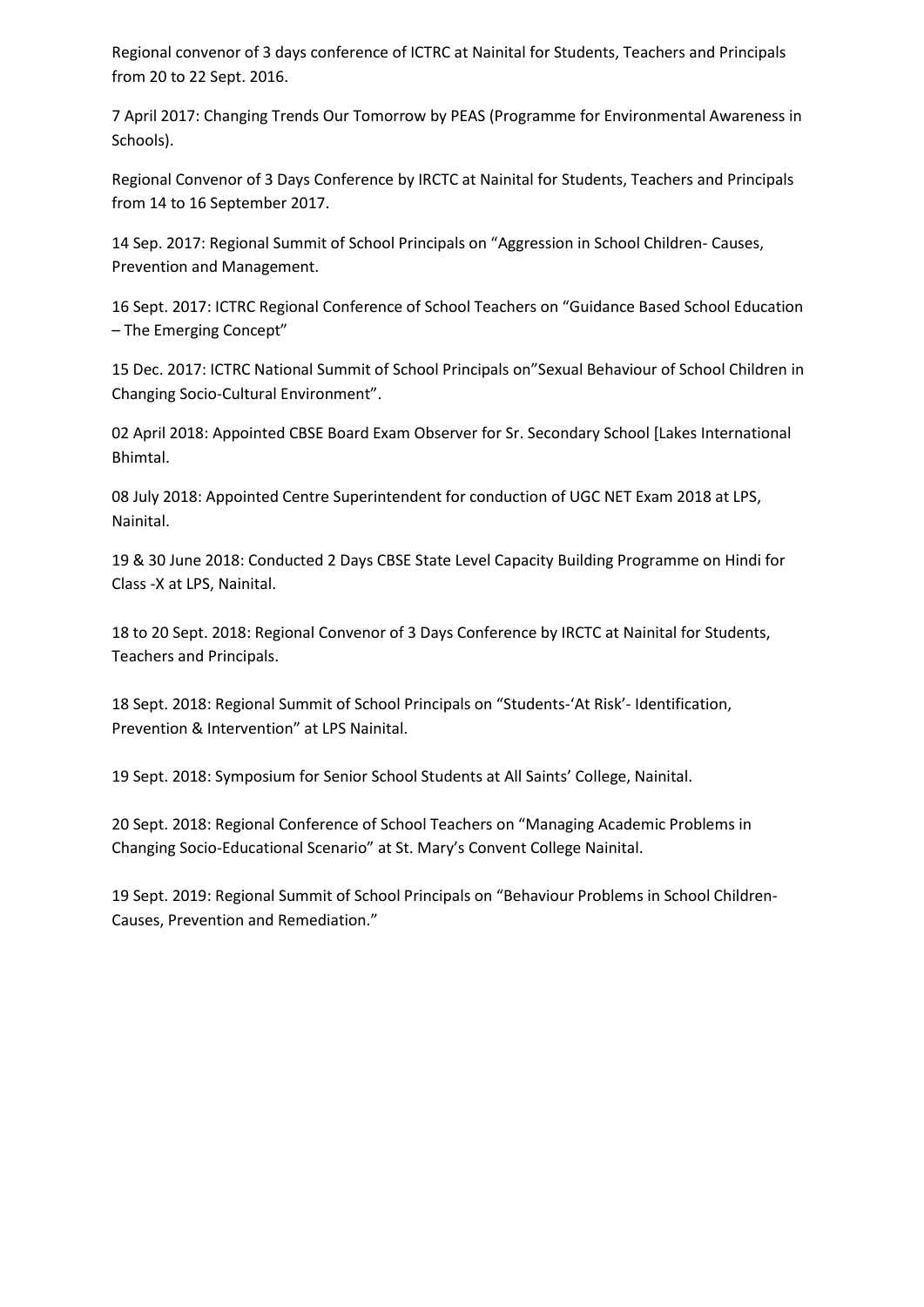Regional convenor of 3 days conference of ICTRC at Nainital for Students, Teachers and Principals from 20 to 22 Sept. 2016.

7 April 2017: Changing Trends Our Tomorrow by PEAS (Programme for Environmental Awareness in Schools).

Regional Convenor of 3 Days Conference by IRCTC at Nainital for Students, Teachers and Principals from 14 to 16 September 2017.

14 Sep. 2017: Regional Summit of School Principals on "Aggression in School Children- Causes, Prevention and Management.

16 Sept. 2017: ICTRC Regional Conference of School Teachers on "Guidance Based School Education – The Emerging Concept"

15 Dec. 2017: ICTRC National Summit of School Principals on"Sexual Behaviour of School Children in Changing Socio-Cultural Environment".

02 April 2018: Appointed CBSE Board Exam Observer for Sr. Secondary School [Lakes International Bhimtal.

08 July 2018: Appointed Centre Superintendent for conduction of UGC NET Exam 2018 at LPS, Nainital.

19 & 30 June 2018: Conducted 2 Days CBSE State Level Capacity Building Programme on Hindi for Class -X at LPS, Nainital.

18 to 20 Sept. 2018: Regional Convenor of 3 Days Conference by IRCTC at Nainital for Students, Teachers and Principals.

18 Sept. 2018: Regional Summit of School Principals on "Students-'At Risk'- Identification, Prevention & Intervention" at LPS Nainital.

19 Sept. 2018: Symposium for Senior School Students at All Saints' College, Nainital.

20 Sept. 2018: Regional Conference of School Teachers on "Managing Academic Problems in Changing Socio-Educational Scenario" at St. Mary's Convent College Nainital.

19 Sept. 2019: Regional Summit of School Principals on "Behaviour Problems in School Children- Causes, Prevention and Remediation."